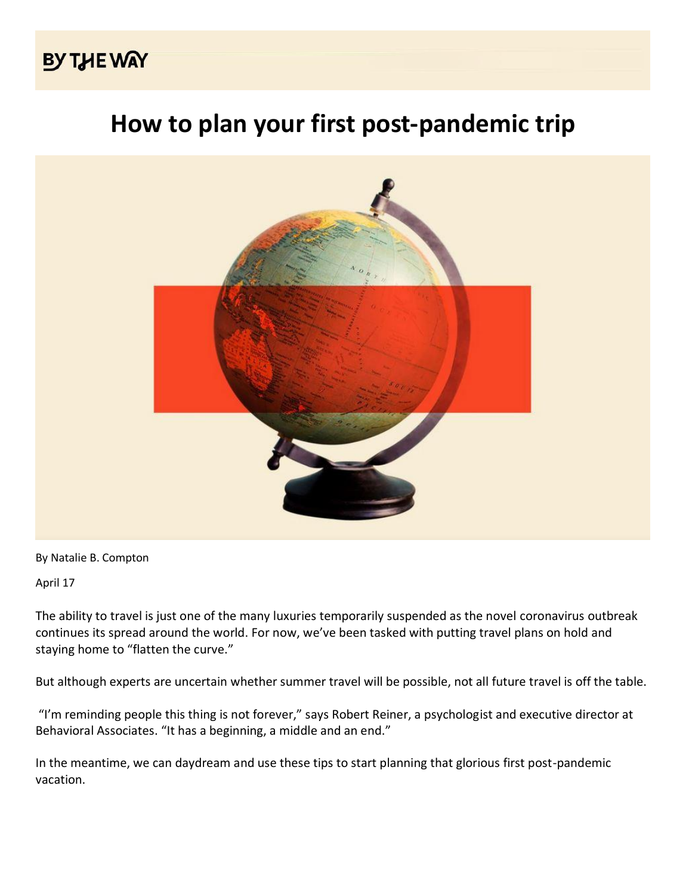BY THE WAY

# How to plan your first post-pandemic trip

By Natalie B. Compton

April 17

The ability to travel is just one of the many luxuries temporarily suspended as the novel coronavirus outbreak continues its spread around the world. For now, we've been tasked with putting travel plans on hold and staying home to "flatten the curve."

But although experts are uncertain whether summer travel will be possible, not all future travel is off the table.

"I'm reminding people this thing is not forever," says Robert Reiner, a psychologist and executive director at Behavioral Associates. "It has a beginning, a middle and an end."

In the meantime, we can daydream and use these tips to start planning that glorious first post-pandemic vacation.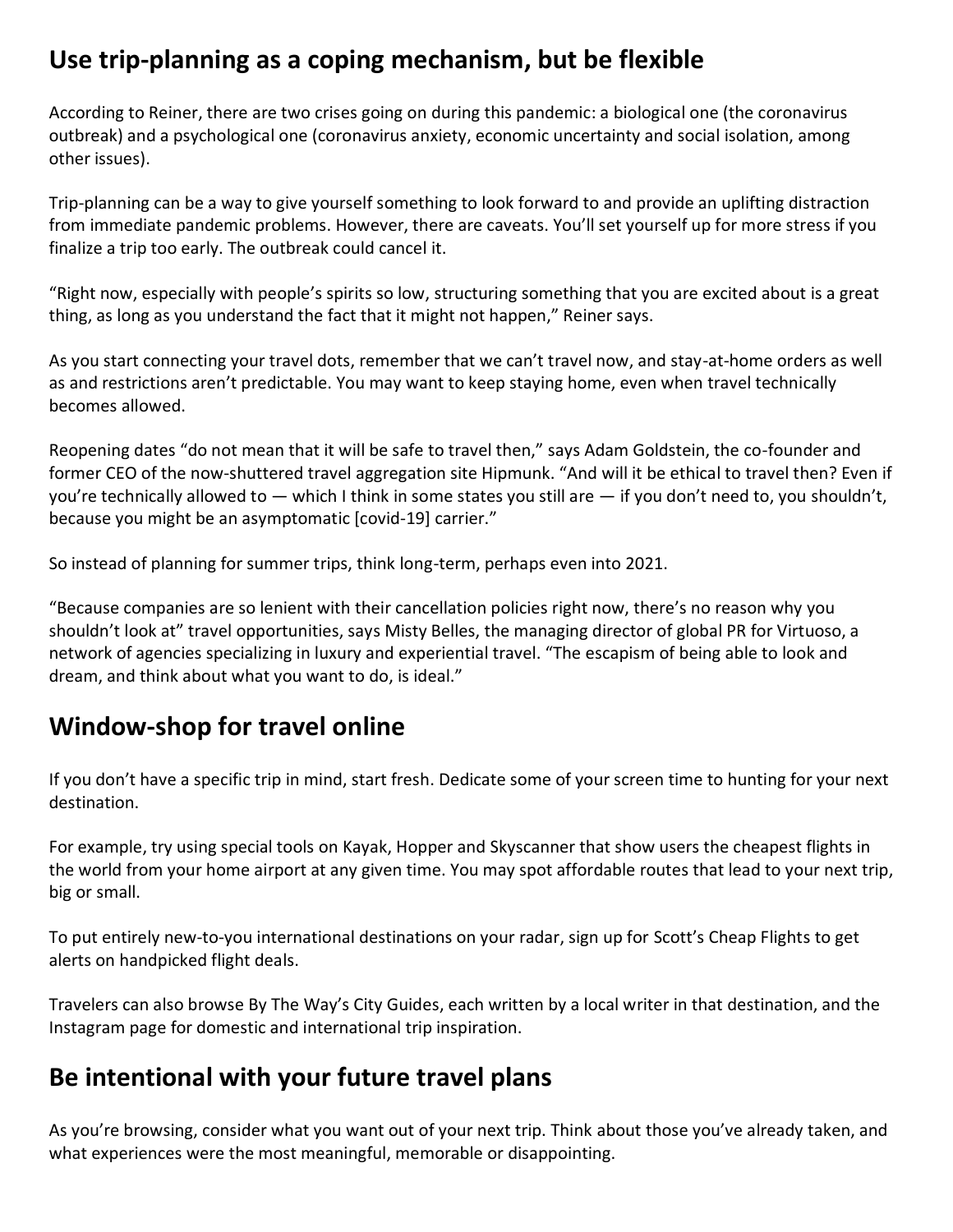## Use trip-planning as a coping mechanism, but be flexible

According to Reiner, there are two crises going on during this pandemic: a biological one (the coronavirus outbreak) and a psychological one (coronavirus anxiety, economic uncertainty and social isolation, among other issues).

Trip-planning can be a way to give yourself something to look forward to and provide an uplifting distraction from immediate pandemic problems. However, there are caveats. You'll set yourself up for more stress if you finalize a trip too early. The outbreak could cancel it.

"Right now, especially with people's spirits so low, structuring something that you are excited about is a great thing, as long as you understand the fact that it might not happen," Reiner says.

As you start connecting your travel dots, remember that we can't travel now, and stay-at-home orders as well as and restrictions aren't predictable. You may want to keep staying home, even when travel technically becomes allowed.

Reopening dates "do not mean that it will be safe to travel then," says Adam Goldstein, the co-founder and former CEO of the now-shuttered travel aggregation site Hipmunk. "And will it be ethical to travel then? Even if you're technically allowed to — which I think in some states you still are — if you don't need to, you shouldn't, because you might be an asymptomatic [covid-19] carrier."

So instead of planning for summer trips, think long-term, perhaps even into 2021.

"Because companies are so lenient with their cancellation policies right now, there's no reason why you shouldn't look at" travel opportunities, says Misty Belles, the managing director of global PR for Virtuoso, a network of agencies specializing in luxury and experiential travel. "The escapism of being able to look and dream, and think about what you want to do, is ideal."

## Window-shop for travel online

If you don't have a specific trip in mind, start fresh. Dedicate some of your screen time to hunting for your next destination.

For example, try using special tools on Kayak, Hopper and Skyscanner that show users the cheapest flights in the world from your home airport at any given time. You may spot affordable routes that lead to your next trip, big or small.

To put entirely new-to-you international destinations on your radar, sign up for Scott's Cheap Flights to get alerts on handpicked flight deals.

Travelers can also browse By The Way's City Guides, each written by a local writer in that destination, and the Instagram page for domestic and international trip inspiration.

## Be intentional with your future travel plans

As you're browsing, consider what you want out of your next trip. Think about those you've already taken, and what experiences were the most meaningful, memorable or disappointing.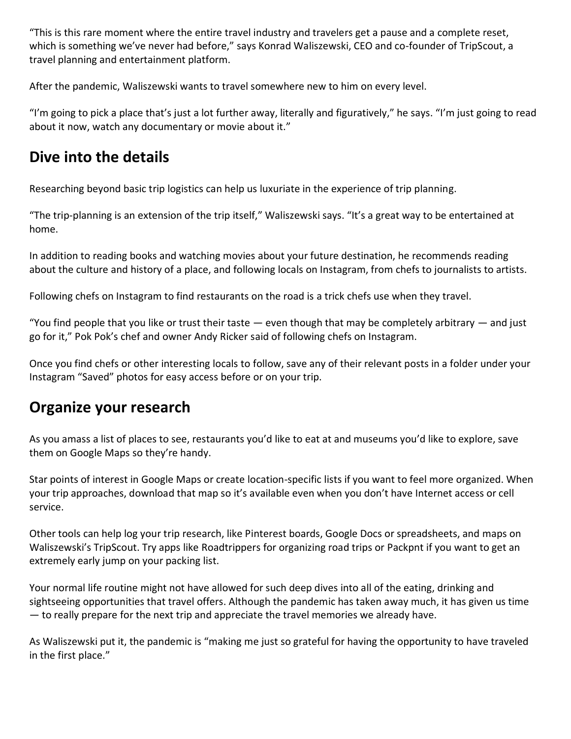“This is this rare moment where the entire travel industry and travelers get a pause and a complete reset, which is something we’ve never had before,” says Konrad Waliszewski, CEO and co-founder of TripScout, a travel planning and entertainment platform.

After the pandemic, Waliszewski wants to travel somewhere new to him on every level.

“I’m going to pick a place that’s just a lot further away, literally and figuratively,” he says. “I’m just going to read about it now, watch any documentary or movie about it.”

## Dive into the details

Researching beyond basic trip logistics can help us luxuriate in the experience of trip planning.

“The trip-planning is an extension of the trip itself,” Waliszewski says. “It’s a great way to be entertained at home.

In addition to reading books and watching movies about your future destination, he recommends reading about the culture and history of a place, and following locals on Instagram, from chefs to journalists to artists.

Following chefs on Instagram to find restaurants on the road is a trick chefs use when they travel.

“You find people that you like or trust their taste — even though that may be completely arbitrary — and just go for it,” Pok Pok’s chef and owner Andy Ricker said of following chefs on Instagram.

Once you find chefs or other interesting locals to follow, save any of their relevant posts in a folder under your Instagram “Saved” photos for easy access before or on your trip.

## Organize your research

As you amass a list of places to see, restaurants you’d like to eat at and museums you’d like to explore, save them on Google Maps so they’re handy.

Star points of interest in Google Maps or create location-specific lists if you want to feel more organized. When your trip approaches, download that map so it’s available even when you don’t have Internet access or cell service.

Other tools can help log your trip research, like Pinterest boards, Google Docs or spreadsheets, and maps on Waliszewski’s TripScout. Try apps like Roadtrippers for organizing road trips or Packpnt if you want to get an extremely early jump on your packing list.

Your normal life routine might not have allowed for such deep dives into all of the eating, drinking and sightseeing opportunities that travel offers. Although the pandemic has taken away much, it has given us time — to really prepare for the next trip and appreciate the travel memories we already have.

As Waliszewski put it, the pandemic is “making me just so grateful for having the opportunity to have traveled in the first place.”